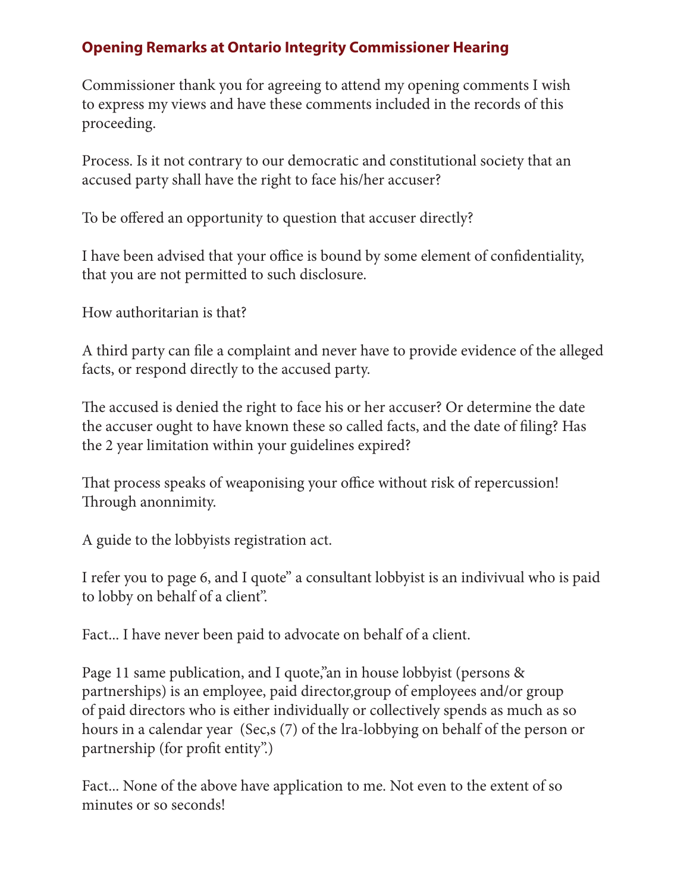## Opening Remarks at Ontario Integrity Commissioner Hearing

Commissioner thank you for agreeing to attend my opening comments I wish to express my views and have these comments included in the records of this proceeding.

Process. Is it not contrary to our democratic and constitutional society that an accused party shall have the right to face his/her accuser?

To be offered an opportunity to question that accuser directly?

I have been advised that your office is bound by some element of confidentiality, that you are not permitted to such disclosure.

How authoritarian is that?

A third party can file a complaint and never have to provide evidence of the alleged facts, or respond directly to the accused party.

The accused is denied the right to face his or her accuser? Or determine the date the accuser ought to have known these so called facts, and the date of filing? Has the 2 year limitation within your guidelines expired?

That process speaks of weaponising your office without risk of repercussion! Through anonnimity.

A guide to the lobbyists registration act.

I refer you to page 6, and I quote" a consultant lobbyist is an indivivual who is paid to lobby on behalf of a client".

Fact... I have never been paid to advocate on behalf of a client.

Page 11 same publication, and I quote,"an in house lobbyist (persons & partnerships) is an employee, paid director,group of employees and/or group of paid directors who is either individually or collectively spends as much as so hours in a calendar year (Sec,s (7) of the lra-lobbying on behalf of the person or partnership (for profit entity".)

Fact... None of the above have application to me. Not even to the extent of so minutes or so seconds!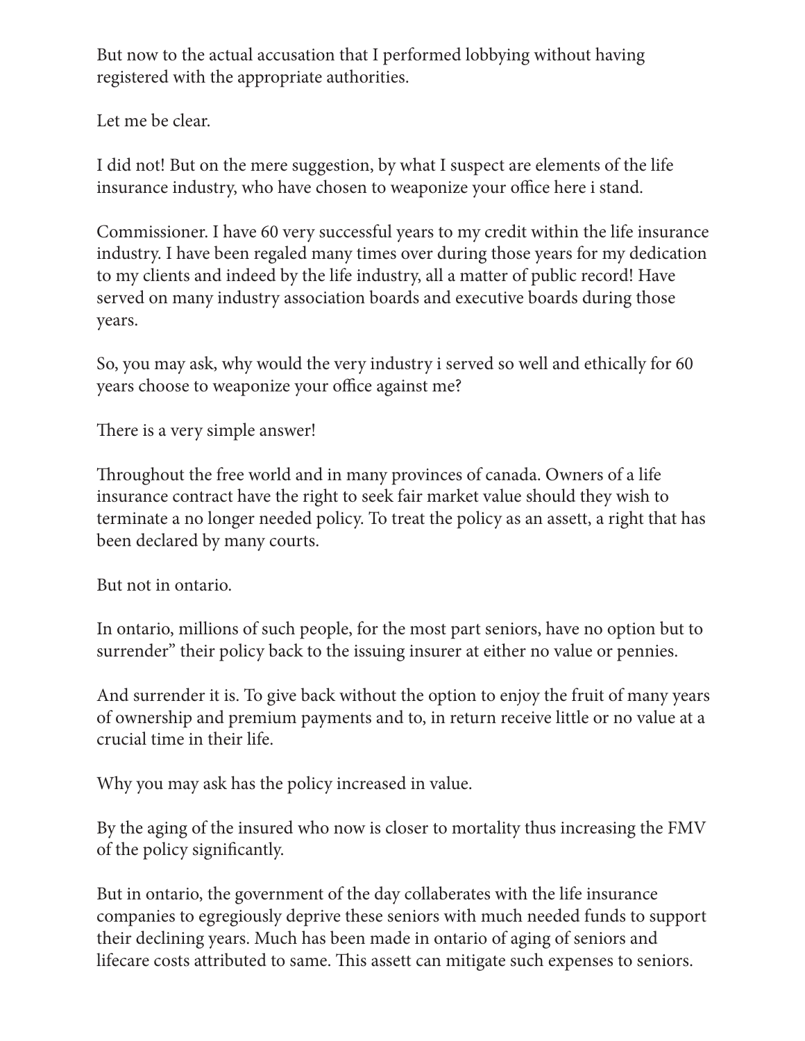But now to the actual accusation that I performed lobbying without having registered with the appropriate authorities.

Let me be clear.

I did not! But on the mere suggestion, by what I suspect are elements of the life insurance industry, who have chosen to weaponize your office here i stand.

Commissioner. I have 60 very successful years to my credit within the life insurance industry. I have been regaled many times over during those years for my dedication to my clients and indeed by the life industry, all a matter of public record! Have served on many industry association boards and executive boards during those years.

So, you may ask, why would the very industry i served so well and ethically for 60 years choose to weaponize your office against me?

There is a very simple answer!

Throughout the free world and in many provinces of canada. Owners of a life insurance contract have the right to seek fair market value should they wish to terminate a no longer needed policy. To treat the policy as an assett, a right that has been declared by many courts.

But not in ontario.

In ontario, millions of such people, for the most part seniors, have no option but to surrender" their policy back to the issuing insurer at either no value or pennies.

And surrender it is. To give back without the option to enjoy the fruit of many years of ownership and premium payments and to, in return receive little or no value at a crucial time in their life.

Why you may ask has the policy increased in value.

By the aging of the insured who now is closer to mortality thus increasing the FMV of the policy significantly.

But in ontario, the government of the day collaberates with the life insurance companies to egregiously deprive these seniors with much needed funds to support their declining years. Much has been made in ontario of aging of seniors and lifecare costs attributed to same. This assett can mitigate such expenses to seniors.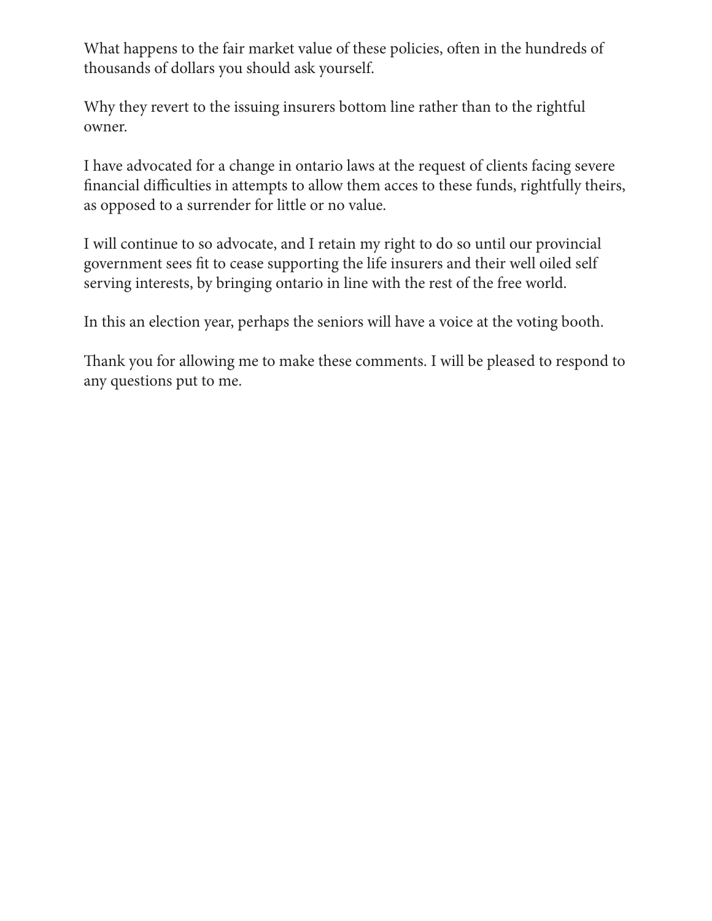What happens to the fair market value of these policies, often in the hundreds of thousands of dollars you should ask yourself.

Why they revert to the issuing insurers bottom line rather than to the rightful owner.

I have advocated for a change in ontario laws at the request of clients facing severe financial difficulties in attempts to allow them acces to these funds, rightfully theirs, as opposed to a surrender for little or no value.

I will continue to so advocate, and I retain my right to do so until our provincial government sees fit to cease supporting the life insurers and their well oiled self serving interests, by bringing ontario in line with the rest of the free world.

In this an election year, perhaps the seniors will have a voice at the voting booth.

Thank you for allowing me to make these comments. I will be pleased to respond to any questions put to me.